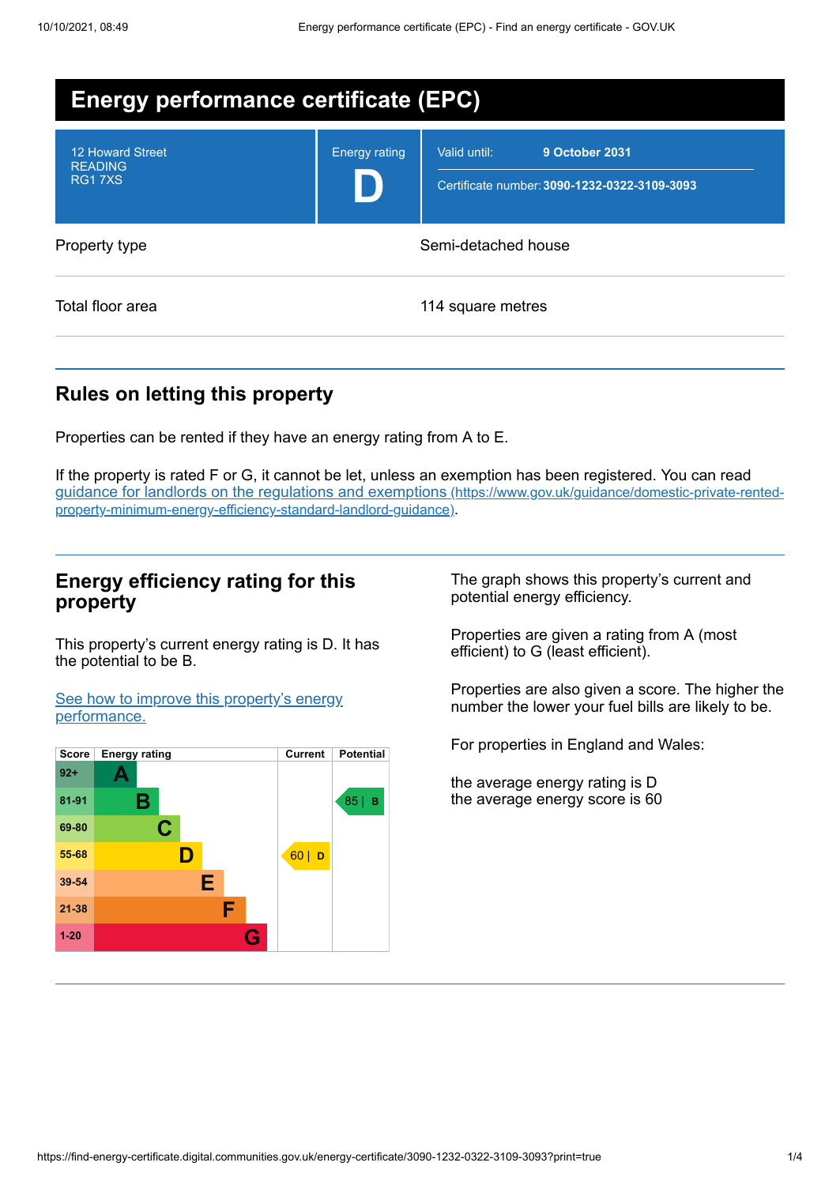# Energy performance certificate (EPC)

| | | |
|---|---|---|
| 12 Howard Street<br>READING<br>RG1 7XS | Energy rating<br>**D** | Valid until: **9 October 2031**<br>Certificate number: **3090-1232-0322-3109-3093** |

| | |
|---|---|
| Property type | Semi-detached house |
| Total floor area | 114 square metres |

## Rules on letting this property

Properties can be rented if they have an energy rating from A to E.

If the property is rated F or G, it cannot be let, unless an exemption has been registered. You can read guidance for landlords on the regulations and exemptions (https://www.gov.uk/guidance/domestic-private-rented-property-minimum-energy-efficiency-standard-landlord-guidance).

## Energy efficiency rating for this property

This property's current energy rating is D. It has the potential to be B.

See how to improve this property's energy performance.

| Score | Energy rating | Current | Potential |
|---|---|---|---|
| 92+ | A | | |
| 81-91 | B | | 85 \| B |
| 69-80 | C | | |
| 55-68 | D | 60 \| D | |
| 39-54 | E | | |
| 21-38 | F | | |
| 1-20 | G | | |

The graph shows this property's current and potential energy efficiency.

Properties are given a rating from A (most efficient) to G (least efficient).

Properties are also given a score. The higher the number the lower your fuel bills are likely to be.

For properties in England and Wales:

the average energy rating is D
the average energy score is 60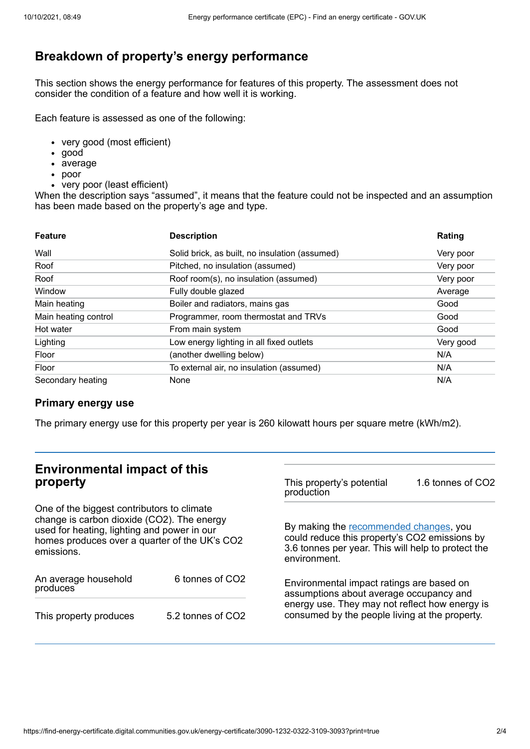## Breakdown of property's energy performance

This section shows the energy performance for features of this property. The assessment does not consider the condition of a feature and how well it is working.

Each feature is assessed as one of the following:

- very good (most efficient)
- good
- average
- poor
- very poor (least efficient)

When the description says "assumed", it means that the feature could not be inspected and an assumption has been made based on the property's age and type.

| Feature | Description | Rating |
|---|---|---|
| Wall | Solid brick, as built, no insulation (assumed) | Very poor |
| Roof | Pitched, no insulation (assumed) | Very poor |
| Roof | Roof room(s), no insulation (assumed) | Very poor |
| Window | Fully double glazed | Average |
| Main heating | Boiler and radiators, mains gas | Good |
| Main heating control | Programmer, room thermostat and TRVs | Good |
| Hot water | From main system | Good |
| Lighting | Low energy lighting in all fixed outlets | Very good |
| Floor | (another dwelling below) | N/A |
| Floor | To external air, no insulation (assumed) | N/A |
| Secondary heating | None | N/A |

### Primary energy use

The primary energy use for this property per year is 260 kilowatt hours per square metre (kWh/m2).

## Environmental impact of this property

One of the biggest contributors to climate change is carbon dioxide ($CO_2$). The energy used for heating, lighting and power in our homes produces over a quarter of the UK's $CO_2$ emissions.

| | |
|---|---|
| An average household produces | 6 tonnes of $CO_2$ |
| This property produces | 5.2 tonnes of $CO_2$ |
| This property's potential production | 1.6 tonnes of $CO_2$ |

By making the recommended changes, you could reduce this property's $CO_2$ emissions by 3.6 tonnes per year. This will help to protect the environment.

Environmental impact ratings are based on assumptions about average occupancy and energy use. They may not reflect how energy is consumed by the people living at the property.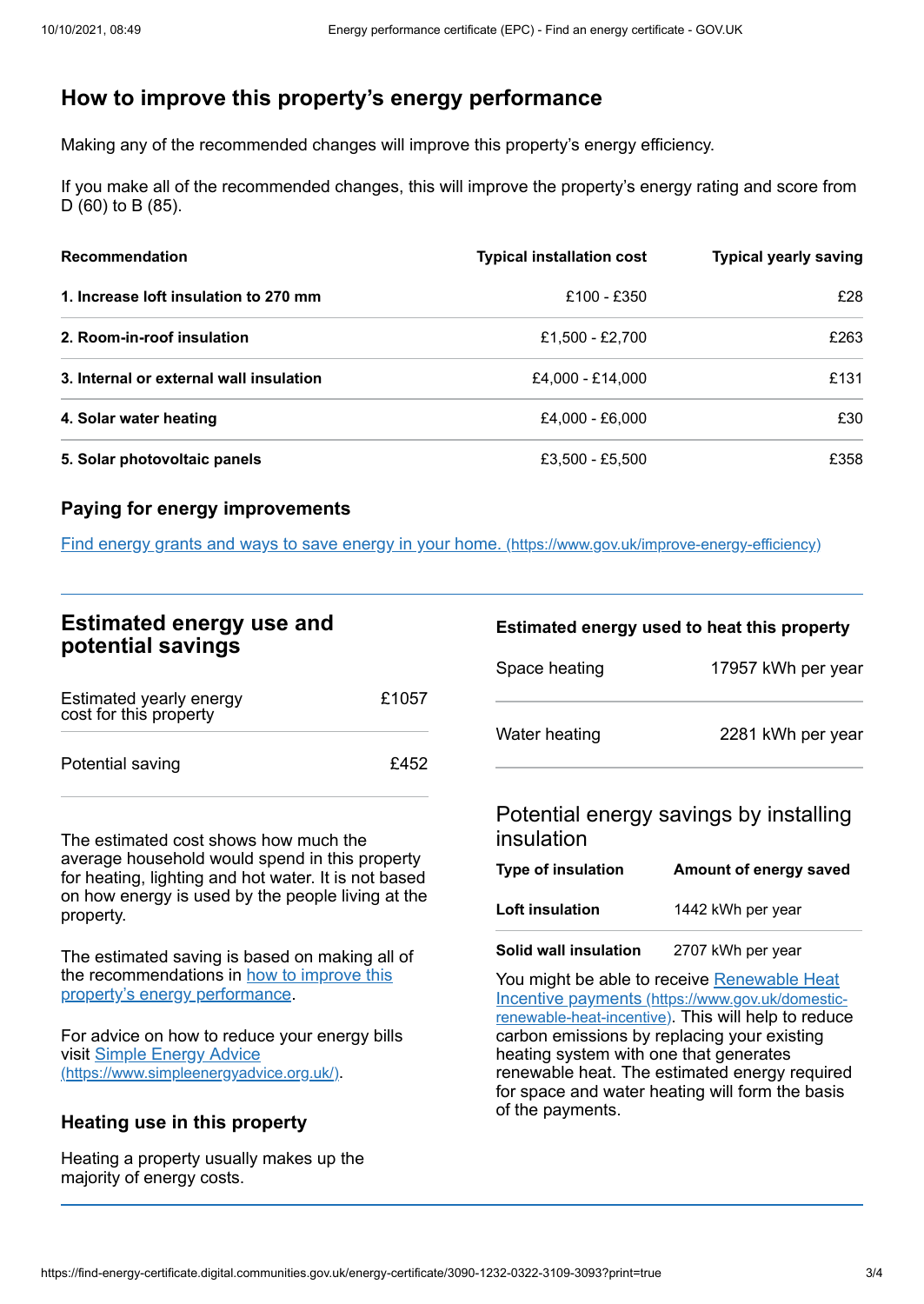## How to improve this property's energy performance

Making any of the recommended changes will improve this property's energy efficiency.

If you make all of the recommended changes, this will improve the property's energy rating and score from D (60) to B (85).

| Recommendation | Typical installation cost | Typical yearly saving |
| --- | --- | --- |
| **1. Increase loft insulation to 270 mm** | £100 - £350 | £28 |
| **2. Room-in-roof insulation** | £1,500 - £2,700 | £263 |
| **3. Internal or external wall insulation** | £4,000 - £14,000 | £131 |
| **4. Solar water heating** | £4,000 - £6,000 | £30 |
| **5. Solar photovoltaic panels** | £3,500 - £5,500 | £358 |

### Paying for energy improvements

[Find energy grants and ways to save energy in your home. (https://www.gov.uk/improve-energy-efficiency)](https://www.gov.uk/improve-energy-efficiency)

## Estimated energy use and potential savings

| | |
| --- | --- |
| Estimated yearly energy cost for this property | £1057 |
| Potential saving | £452 |

The estimated cost shows how much the average household would spend in this property for heating, lighting and hot water. It is not based on how energy is used by the people living at the property.

The estimated saving is based on making all of the recommendations in [how to improve this property's energy performance](#).

For advice on how to reduce your energy bills visit [Simple Energy Advice (https://www.simpleenergyadvice.org.uk/)](https://www.simpleenergyadvice.org.uk/).

### Heating use in this property

Heating a property usually makes up the majority of energy costs.

### Estimated energy used to heat this property

| | |
| --- | --- |
| Space heating | 17957 kWh per year |
| Water heating | 2281 kWh per year |

### Potential energy savings by installing insulation

| Type of insulation | Amount of energy saved |
| --- | --- |
| **Loft insulation** | 1442 kWh per year |
| **Solid wall insulation** | 2707 kWh per year |

You might be able to receive [Renewable Heat Incentive payments (https://www.gov.uk/domestic-renewable-heat-incentive)](https://www.gov.uk/domestic-renewable-heat-incentive). This will help to reduce carbon emissions by replacing your existing heating system with one that generates renewable heat. The estimated energy required for space and water heating will form the basis of the payments.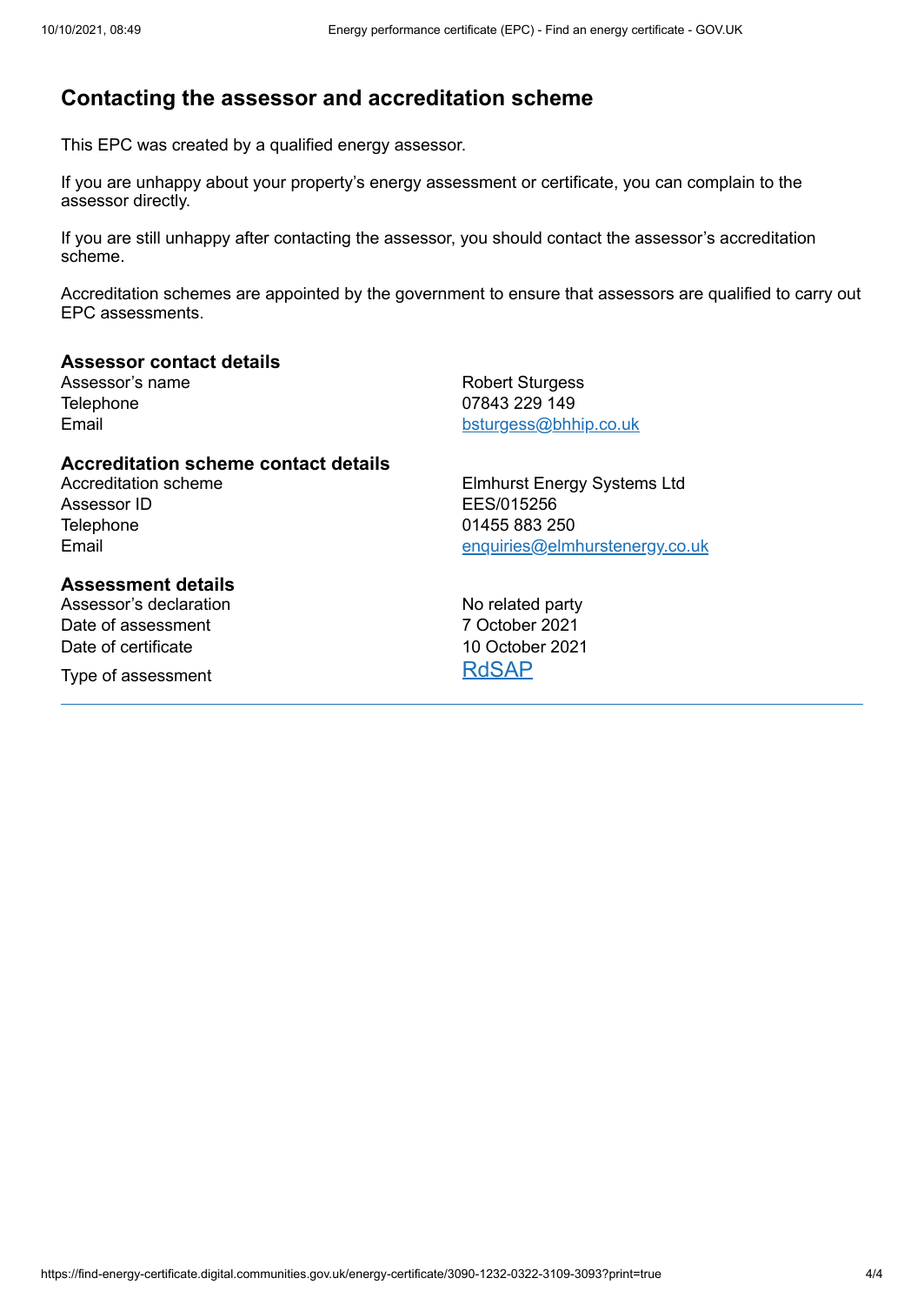## Contacting the assessor and accreditation scheme

This EPC was created by a qualified energy assessor.

If you are unhappy about your property's energy assessment or certificate, you can complain to the assessor directly.

If you are still unhappy after contacting the assessor, you should contact the assessor's accreditation scheme.

Accreditation schemes are appointed by the government to ensure that assessors are qualified to carry out EPC assessments.

### Assessor contact details

| | |
|---|---|
| Assessor's name | Robert Sturgess |
| Telephone | 07843 229 149 |
| Email | bsturgess@bhhip.co.uk |

### Accreditation scheme contact details

| | |
|---|---|
| Accreditation scheme | Elmhurst Energy Systems Ltd |
| Assessor ID | EES/015256 |
| Telephone | 01455 883 250 |
| Email | enquiries@elmhurstenergy.co.uk |

### Assessment details

| | |
|---|---|
| Assessor's declaration | No related party |
| Date of assessment | 7 October 2021 |
| Date of certificate | 10 October 2021 |
| Type of assessment | RdSAP |